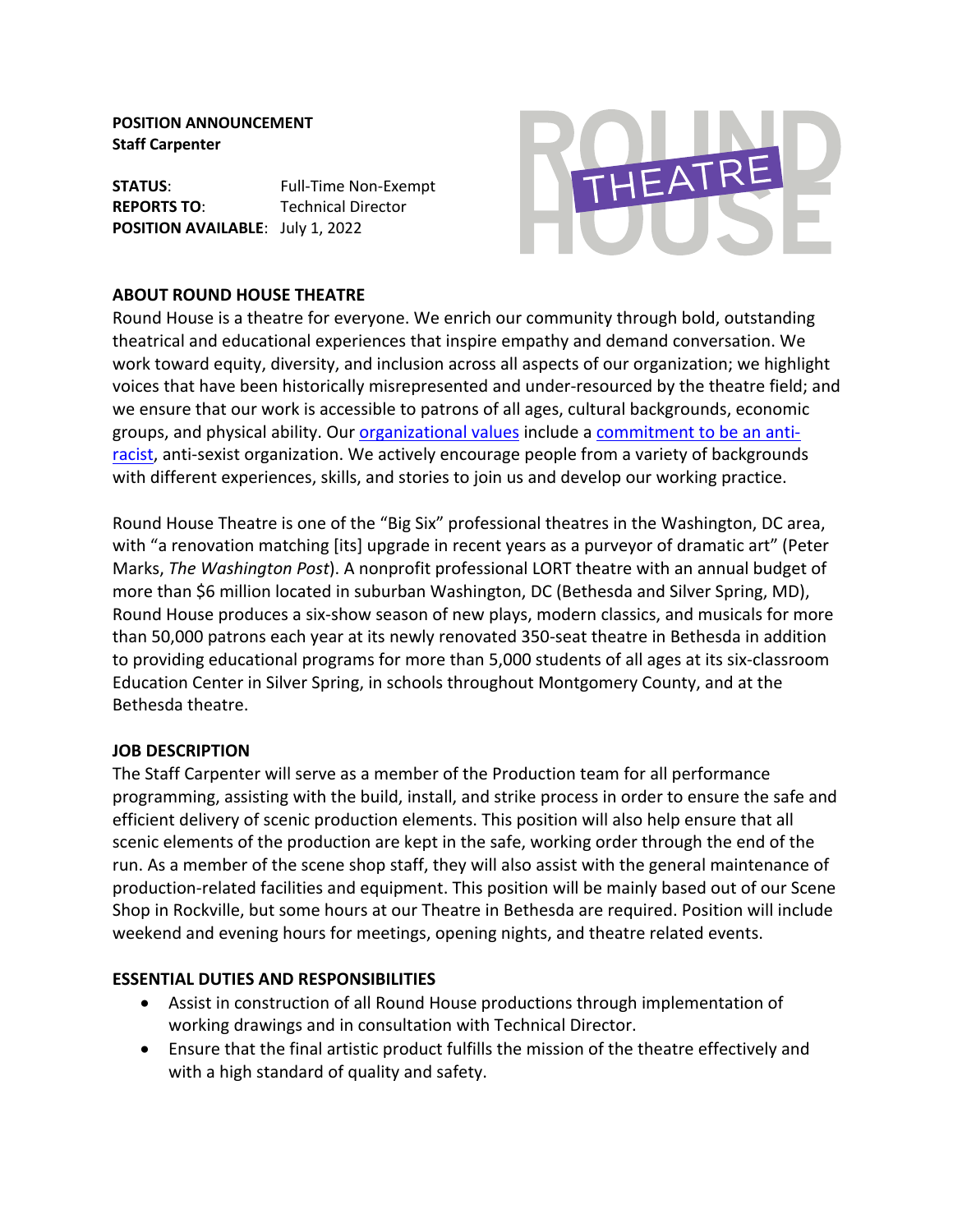**POSITION ANNOUNCEMENT**
**Staff Carpenter**

**STATUS**: Full-Time Non-Exempt
**REPORTS TO**: Technical Director
**POSITION AVAILABLE**: July 1, 2022

ROUND HOUSE THEATRE

## ABOUT ROUND HOUSE THEATRE

Round House is a theatre for everyone. We enrich our community through bold, outstanding theatrical and educational experiences that inspire empathy and demand conversation. We work toward equity, diversity, and inclusion across all aspects of our organization; we highlight voices that have been historically misrepresented and under-resourced by the theatre field; and we ensure that our work is accessible to patrons of all ages, cultural backgrounds, economic groups, and physical ability. Our organizational values include a commitment to be an anti-racist, anti-sexist organization. We actively encourage people from a variety of backgrounds with different experiences, skills, and stories to join us and develop our working practice.

Round House Theatre is one of the "Big Six" professional theatres in the Washington, DC area, with "a renovation matching [its] upgrade in recent years as a purveyor of dramatic art" (Peter Marks, *The Washington Post*). A nonprofit professional LORT theatre with an annual budget of more than $6 million located in suburban Washington, DC (Bethesda and Silver Spring, MD), Round House produces a six-show season of new plays, modern classics, and musicals for more than 50,000 patrons each year at its newly renovated 350-seat theatre in Bethesda in addition to providing educational programs for more than 5,000 students of all ages at its six-classroom Education Center in Silver Spring, in schools throughout Montgomery County, and at the Bethesda theatre.

## JOB DESCRIPTION

The Staff Carpenter will serve as a member of the Production team for all performance programming, assisting with the build, install, and strike process in order to ensure the safe and efficient delivery of scenic production elements. This position will also help ensure that all scenic elements of the production are kept in the safe, working order through the end of the run. As a member of the scene shop staff, they will also assist with the general maintenance of production-related facilities and equipment. This position will be mainly based out of our Scene Shop in Rockville, but some hours at our Theatre in Bethesda are required. Position will include weekend and evening hours for meetings, opening nights, and theatre related events.

## ESSENTIAL DUTIES AND RESPONSIBILITIES

- Assist in construction of all Round House productions through implementation of working drawings and in consultation with Technical Director.
- Ensure that the final artistic product fulfills the mission of the theatre effectively and with a high standard of quality and safety.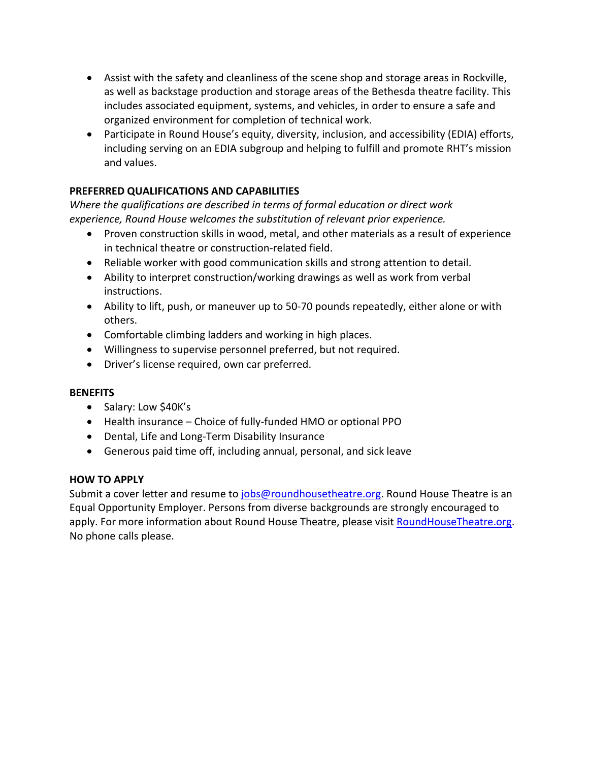- Assist with the safety and cleanliness of the scene shop and storage areas in Rockville, as well as backstage production and storage areas of the Bethesda theatre facility. This includes associated equipment, systems, and vehicles, in order to ensure a safe and organized environment for completion of technical work.
- Participate in Round House's equity, diversity, inclusion, and accessibility (EDIA) efforts, including serving on an EDIA subgroup and helping to fulfill and promote RHT's mission and values.

**PREFERRED QUALIFICATIONS AND CAPABILITIES**

*Where the qualifications are described in terms of formal education or direct work experience, Round House welcomes the substitution of relevant prior experience.*

- Proven construction skills in wood, metal, and other materials as a result of experience in technical theatre or construction-related field.
- Reliable worker with good communication skills and strong attention to detail.
- Ability to interpret construction/working drawings as well as work from verbal instructions.
- Ability to lift, push, or maneuver up to 50-70 pounds repeatedly, either alone or with others.
- Comfortable climbing ladders and working in high places.
- Willingness to supervise personnel preferred, but not required.
- Driver's license required, own car preferred.

**BENEFITS**

- Salary: Low $40K's
- Health insurance – Choice of fully-funded HMO or optional PPO
- Dental, Life and Long-Term Disability Insurance
- Generous paid time off, including annual, personal, and sick leave

**HOW TO APPLY**

Submit a cover letter and resume to [jobs@roundhousetheatre.org](mailto:jobs@roundhousetheatre.org). Round House Theatre is an Equal Opportunity Employer. Persons from diverse backgrounds are strongly encouraged to apply. For more information about Round House Theatre, please visit [RoundHouseTheatre.org](https://RoundHouseTheatre.org). No phone calls please.